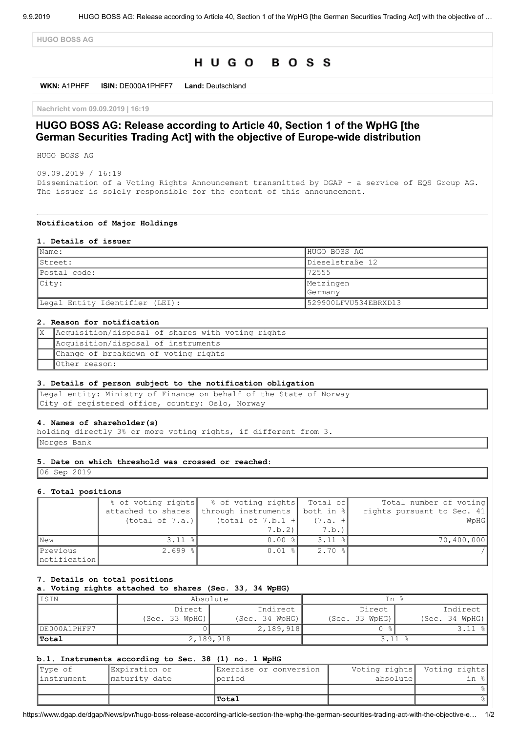HUGO BOSS AG

# HUGO BOSS

**WKN:** A1PHFF **ISIN:** DE000A1PHFF7 **Land:** Deutschland

Nachricht vom 09.09.2019 | 16:19

## HUGO BOSS AG: Release according to Article 40, Section 1 of the WpHG [the German Securities Trading Act] with the objective of Europe-wide distribution

HUGO BOSS AG

09.09.2019 / 16:19
Dissemination of a Voting Rights Announcement transmitted by DGAP - a service of EQS Group AG.
The issuer is solely responsible for the content of this announcement.

---

**Notification of Major Holdings**

### 1. Details of issuer

| | |
|---|---|
| Name: | HUGO BOSS AG |
| Street: | Dieselstraße 12 |
| Postal code: | 72555 |
| City: | Metzingen<br>Germany |
| Legal Entity Identifier (LEI): | 529900LFVU534EBRXD13 |

### 2. Reason for notification

| | |
|---|---|
| X | Acquisition/disposal of shares with voting rights |
| | Acquisition/disposal of instruments |
| | Change of breakdown of voting rights |
| | Other reason: |

### 3. Details of person subject to the notification obligation

Legal entity: Ministry of Finance on behalf of the State of Norway
City of registered office, country: Oslo, Norway

### 4. Names of shareholder(s)

holding directly 3% or more voting rights, if different from 3.

Norges Bank

### 5. Date on which threshold was crossed or reached:

06 Sep 2019

### 6. Total positions

| | % of voting rights attached to shares (total of 7.a.) | % of voting rights through instruments (total of 7.b.1 + 7.b.2) | Total of both in % (7.a. + 7.b.) | Total number of voting rights pursuant to Sec. 41 WpHG |
|---|---|---|---|---|
| New | 3.11 % | 0.00 % | 3.11 % | 70,400,000 |
| Previous notification | 2.699 % | 0.01 % | 2.70 % | / |

### 7. Details on total positions

**a. Voting rights attached to shares (Sec. 33, 34 WpHG)**

| ISIN | Absolute | | In % | |
|---|---|---|---|---|
| | Direct (Sec. 33 WpHG) | Indirect (Sec. 34 WpHG) | Direct (Sec. 33 WpHG) | Indirect (Sec. 34 WpHG) |
| DE000A1PHFF7 | 0 | 2,189,918 | 0 % | 3.11 % |
| **Total** | 2,189,918 | | 3.11 % | |

**b.1. Instruments according to Sec. 38 (1) no. 1 WpHG**

| Type of instrument | Expiration or maturity date | Exercise or conversion period | Voting rights absolute | Voting rights in % |
|---|---|---|---|---|
| | | | | % |
| | | **Total** | | % |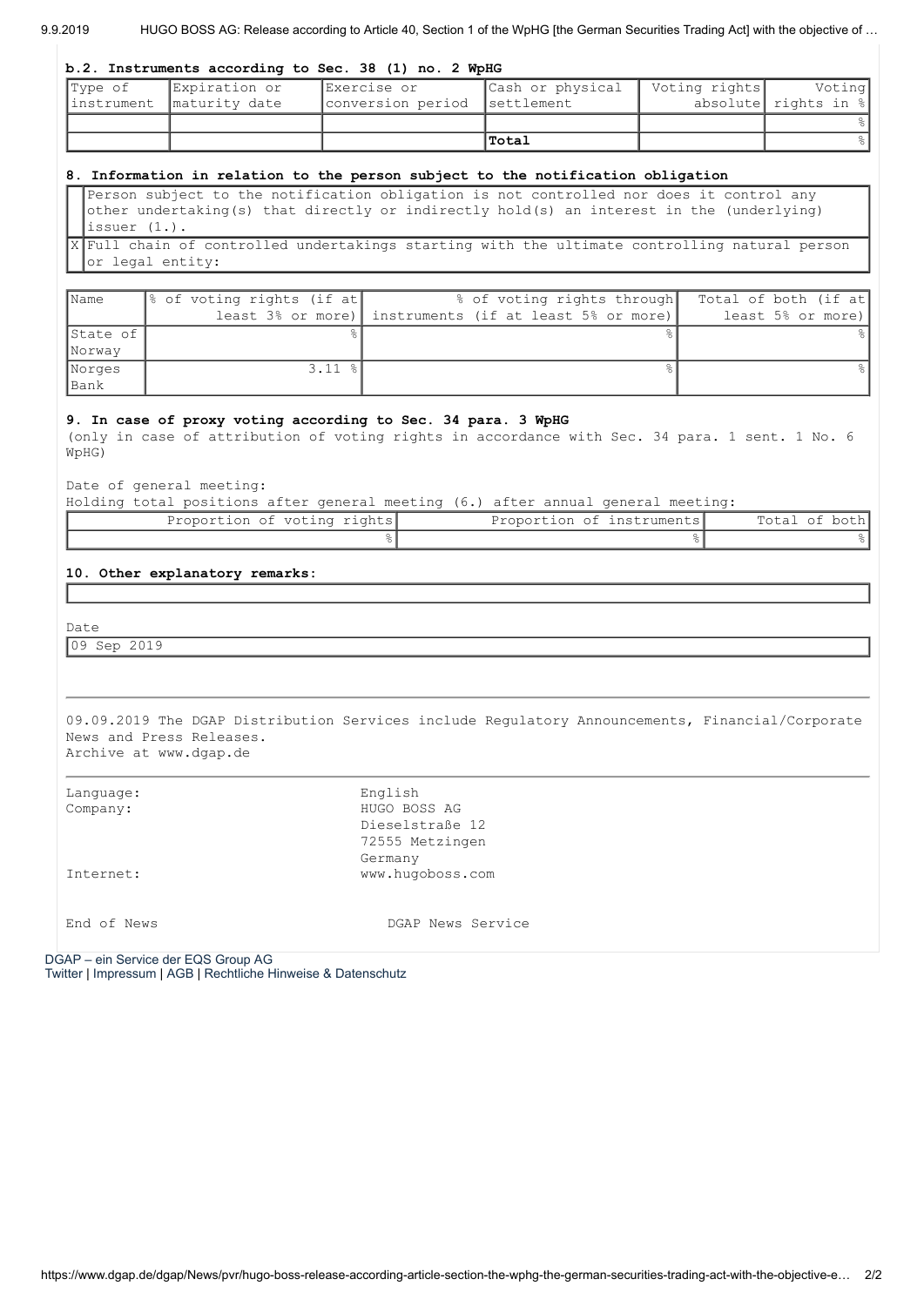**b.2. Instruments according to Sec. 38 (1) no. 2 WpHG**

| Type of instrument | Expiration or maturity date | Exercise or conversion period | Cash or physical settlement | Voting rights absolute | Voting rights in % |
|---|---|---|---|---|---|
| | | | | | % |
| | | | **Total** | | % |

**8. Information in relation to the person subject to the notification obligation**

| | |
|---|---|
| | Person subject to the notification obligation is not controlled nor does it control any other undertaking(s) that directly or indirectly hold(s) an interest in the (underlying) issuer (1.). |
| X | Full chain of controlled undertakings starting with the ultimate controlling natural person or legal entity: |

| Name | % of voting rights (if at least 3% or more) | % of voting rights through instruments (if at least 5% or more) | Total of both (if at least 5% or more) |
|---|---|---|---|
| State of Norway | % | % | % |
| Norges Bank | 3.11 % | % | % |

**9. In case of proxy voting according to Sec. 34 para. 3 WpHG**
(only in case of attribution of voting rights in accordance with Sec. 34 para. 1 sent. 1 No. 6 WpHG)

Date of general meeting:
Holding total positions after general meeting (6.) after annual general meeting:

| Proportion of voting rights | Proportion of instruments | Total of both |
|---|---|---|
| % | % | % |

**10. Other explanatory remarks:**

Date
09 Sep 2019

---

09.09.2019 The DGAP Distribution Services include Regulatory Announcements, Financial/Corporate News and Press Releases.
Archive at www.dgap.de

---

| | |
|---|---|
| Language: | English |
| Company: | HUGO BOSS AG<br>Dieselstraße 12<br>72555 Metzingen<br>Germany |
| Internet: | www.hugoboss.com |

End of News DGAP News Service

DGAP – ein Service der EQS Group AG
Twitter | Impressum | AGB | Rechtliche Hinweise & Datenschutz